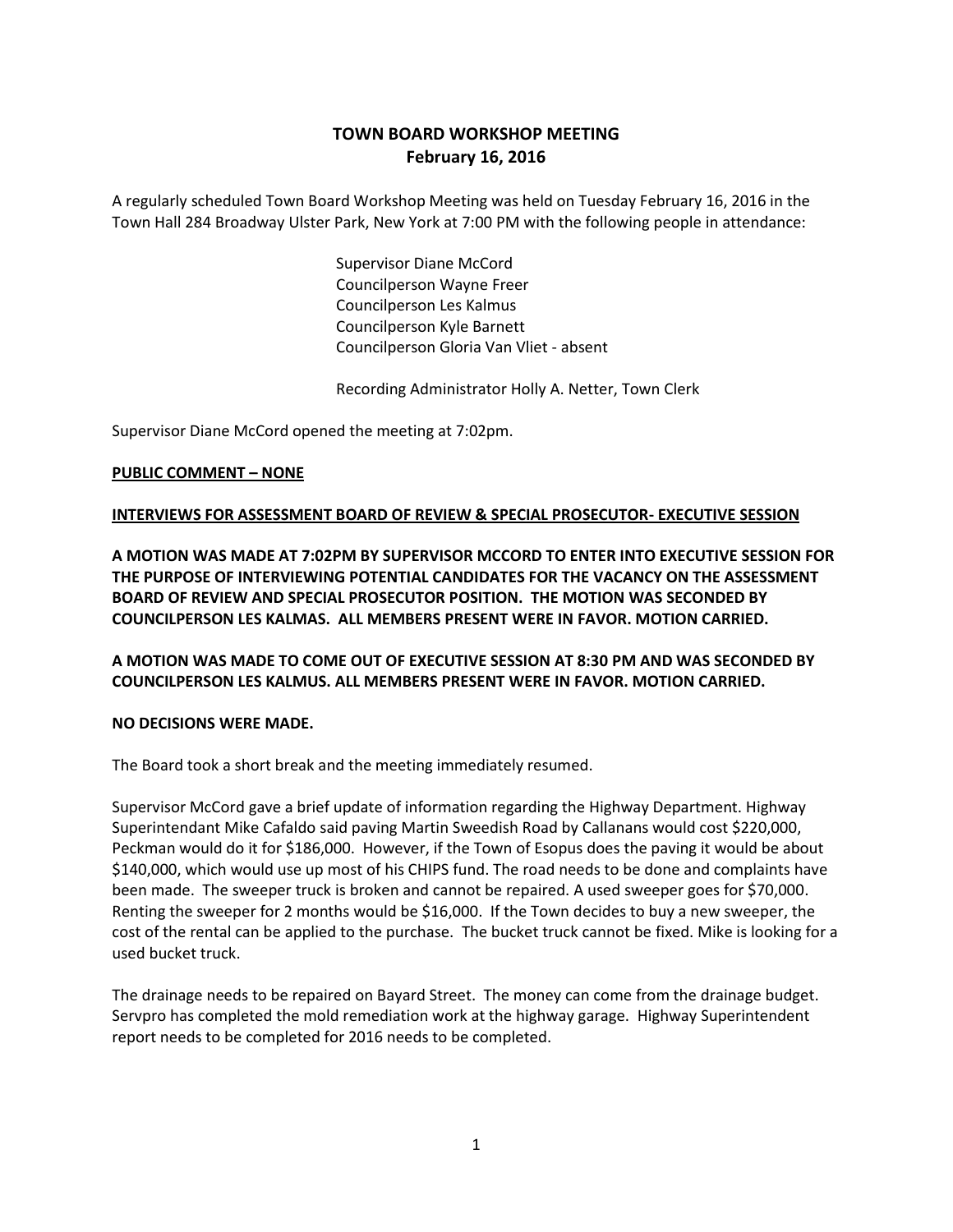# TOWN BOARD WORKSHOP MEETING
## February 16, 2016

A regularly scheduled Town Board Workshop Meeting was held on Tuesday February 16, 2016 in the Town Hall 284 Broadway Ulster Park, New York at 7:00 PM with the following people in attendance:

Supervisor Diane McCord
Councilperson Wayne Freer
Councilperson Les Kalmus
Councilperson Kyle Barnett
Councilperson Gloria Van Vliet - absent

Recording Administrator Holly A. Netter, Town Clerk

Supervisor Diane McCord opened the meeting at 7:02pm.

**PUBLIC COMMENT – NONE**

**INTERVIEWS FOR ASSESSMENT BOARD OF REVIEW & SPECIAL PROSECUTOR- EXECUTIVE SESSION**

**A MOTION WAS MADE AT 7:02PM BY SUPERVISOR MCCORD TO ENTER INTO EXECUTIVE SESSION FOR THE PURPOSE OF INTERVIEWING POTENTIAL CANDIDATES FOR THE VACANCY ON THE ASSESSMENT BOARD OF REVIEW AND SPECIAL PROSECUTOR POSITION. THE MOTION WAS SECONDED BY COUNCILPERSON LES KALMAS. ALL MEMBERS PRESENT WERE IN FAVOR. MOTION CARRIED.**

**A MOTION WAS MADE TO COME OUT OF EXECUTIVE SESSION AT 8:30 PM AND WAS SECONDED BY COUNCILPERSON LES KALMUS. ALL MEMBERS PRESENT WERE IN FAVOR. MOTION CARRIED.**

**NO DECISIONS WERE MADE.**

The Board took a short break and the meeting immediately resumed.

Supervisor McCord gave a brief update of information regarding the Highway Department. Highway Superintendant Mike Cafaldo said paving Martin Sweedish Road by Callanans would cost $220,000, Peckman would do it for $186,000. However, if the Town of Esopus does the paving it would be about $140,000, which would use up most of his CHIPS fund. The road needs to be done and complaints have been made. The sweeper truck is broken and cannot be repaired. A used sweeper goes for $70,000. Renting the sweeper for 2 months would be $16,000. If the Town decides to buy a new sweeper, the cost of the rental can be applied to the purchase. The bucket truck cannot be fixed. Mike is looking for a used bucket truck.

The drainage needs to be repaired on Bayard Street. The money can come from the drainage budget. Servpro has completed the mold remediation work at the highway garage. Highway Superintendent report needs to be completed for 2016 needs to be completed.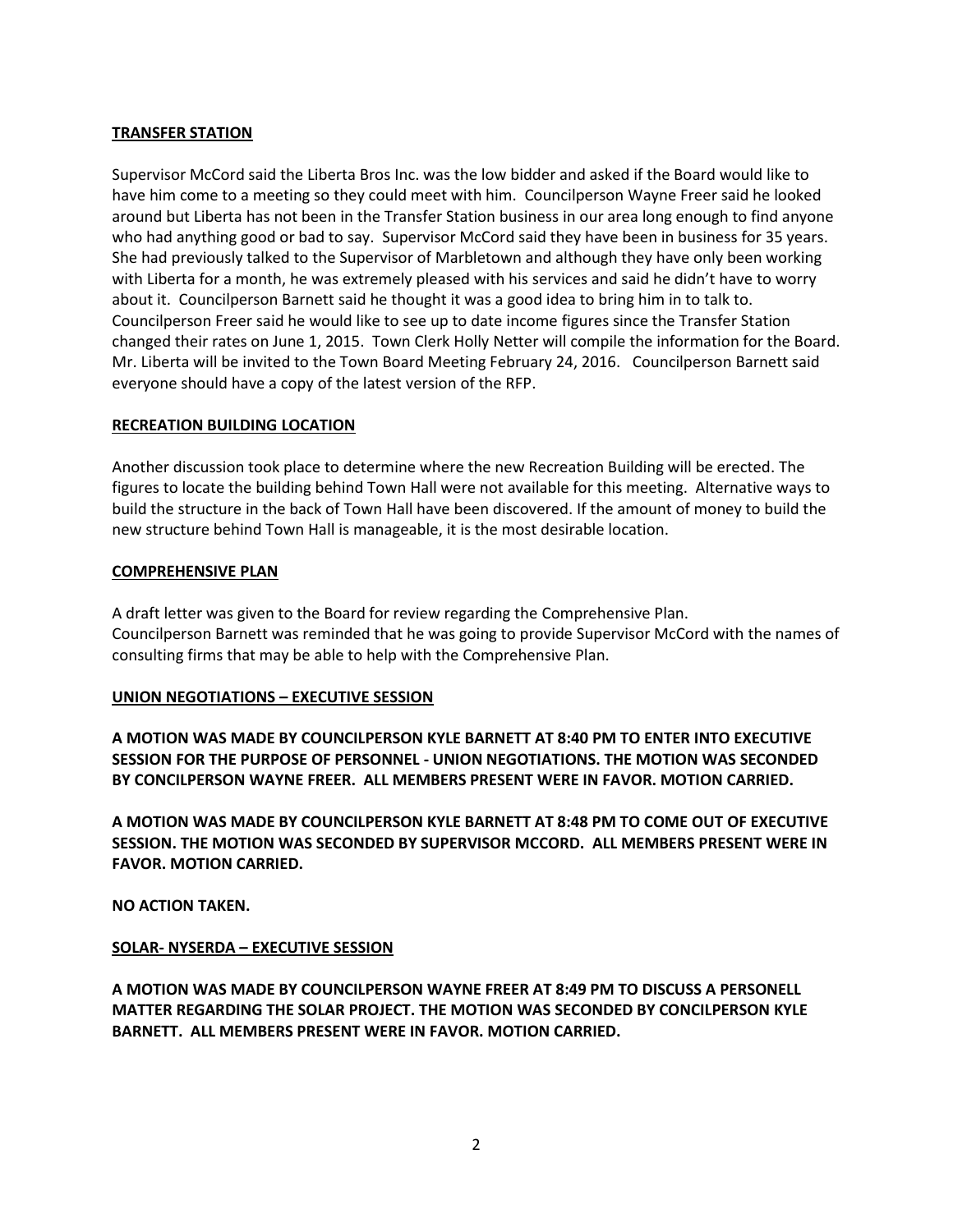**TRANSFER STATION**

Supervisor McCord said the Liberta Bros Inc. was the low bidder and asked if the Board would like to have him come to a meeting so they could meet with him. Councilperson Wayne Freer said he looked around but Liberta has not been in the Transfer Station business in our area long enough to find anyone who had anything good or bad to say. Supervisor McCord said they have been in business for 35 years. She had previously talked to the Supervisor of Marbletown and although they have only been working with Liberta for a month, he was extremely pleased with his services and said he didn't have to worry about it. Councilperson Barnett said he thought it was a good idea to bring him in to talk to. Councilperson Freer said he would like to see up to date income figures since the Transfer Station changed their rates on June 1, 2015. Town Clerk Holly Netter will compile the information for the Board. Mr. Liberta will be invited to the Town Board Meeting February 24, 2016. Councilperson Barnett said everyone should have a copy of the latest version of the RFP.

**RECREATION BUILDING LOCATION**

Another discussion took place to determine where the new Recreation Building will be erected. The figures to locate the building behind Town Hall were not available for this meeting. Alternative ways to build the structure in the back of Town Hall have been discovered. If the amount of money to build the new structure behind Town Hall is manageable, it is the most desirable location.

**COMPREHENSIVE PLAN**

A draft letter was given to the Board for review regarding the Comprehensive Plan.
Councilperson Barnett was reminded that he was going to provide Supervisor McCord with the names of consulting firms that may be able to help with the Comprehensive Plan.

**UNION NEGOTIATIONS – EXECUTIVE SESSION**

**A MOTION WAS MADE BY COUNCILPERSON KYLE BARNETT AT 8:40 PM TO ENTER INTO EXECUTIVE SESSION FOR THE PURPOSE OF PERSONNEL - UNION NEGOTIATIONS. THE MOTION WAS SECONDED BY CONCILPERSON WAYNE FREER. ALL MEMBERS PRESENT WERE IN FAVOR. MOTION CARRIED.**

**A MOTION WAS MADE BY COUNCILPERSON KYLE BARNETT AT 8:48 PM TO COME OUT OF EXECUTIVE SESSION. THE MOTION WAS SECONDED BY SUPERVISOR MCCORD. ALL MEMBERS PRESENT WERE IN FAVOR. MOTION CARRIED.**

**NO ACTION TAKEN.**

**SOLAR- NYSERDA – EXECUTIVE SESSION**

**A MOTION WAS MADE BY COUNCILPERSON WAYNE FREER AT 8:49 PM TO DISCUSS A PERSONELL MATTER REGARDING THE SOLAR PROJECT. THE MOTION WAS SECONDED BY CONCILPERSON KYLE BARNETT. ALL MEMBERS PRESENT WERE IN FAVOR. MOTION CARRIED.**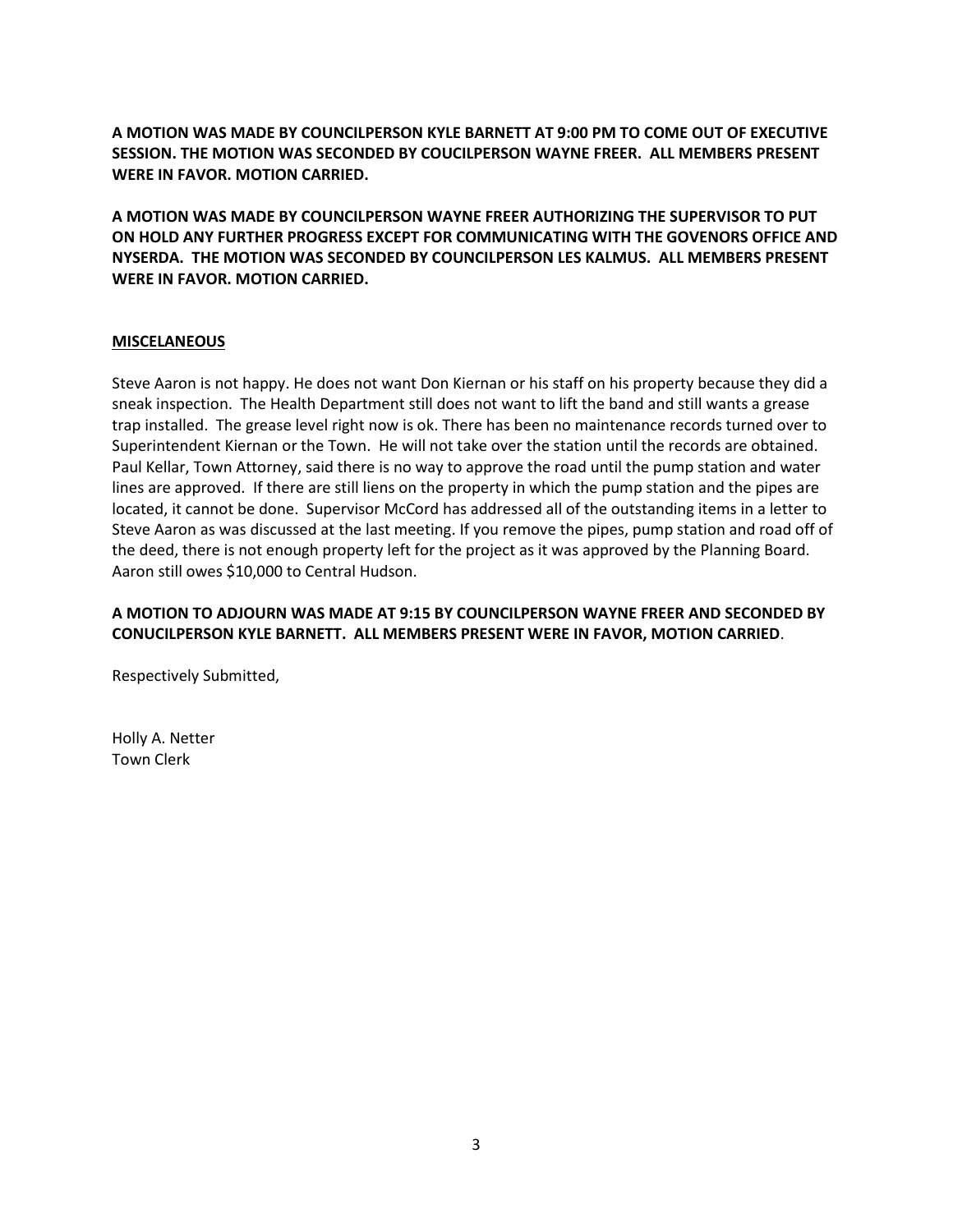**A MOTION WAS MADE BY COUNCILPERSON KYLE BARNETT AT 9:00 PM TO COME OUT OF EXECUTIVE SESSION. THE MOTION WAS SECONDED BY COUCILPERSON WAYNE FREER. ALL MEMBERS PRESENT WERE IN FAVOR. MOTION CARRIED.**

**A MOTION WAS MADE BY COUNCILPERSON WAYNE FREER AUTHORIZING THE SUPERVISOR TO PUT ON HOLD ANY FURTHER PROGRESS EXCEPT FOR COMMUNICATING WITH THE GOVENORS OFFICE AND NYSERDA. THE MOTION WAS SECONDED BY COUNCILPERSON LES KALMUS. ALL MEMBERS PRESENT WERE IN FAVOR. MOTION CARRIED.**

**<u>MISCELANEOUS</u>**

Steve Aaron is not happy. He does not want Don Kiernan or his staff on his property because they did a sneak inspection. The Health Department still does not want to lift the band and still wants a grease trap installed. The grease level right now is ok. There has been no maintenance records turned over to Superintendent Kiernan or the Town. He will not take over the station until the records are obtained. Paul Kellar, Town Attorney, said there is no way to approve the road until the pump station and water lines are approved. If there are still liens on the property in which the pump station and the pipes are located, it cannot be done. Supervisor McCord has addressed all of the outstanding items in a letter to Steve Aaron as was discussed at the last meeting. If you remove the pipes, pump station and road off of the deed, there is not enough property left for the project as it was approved by the Planning Board. Aaron still owes $10,000 to Central Hudson.

**A MOTION TO ADJOURN WAS MADE AT 9:15 BY COUNCILPERSON WAYNE FREER AND SECONDED BY CONUCILPERSON KYLE BARNETT. ALL MEMBERS PRESENT WERE IN FAVOR, MOTION CARRIED**.

Respectively Submitted,

Holly A. Netter
Town Clerk